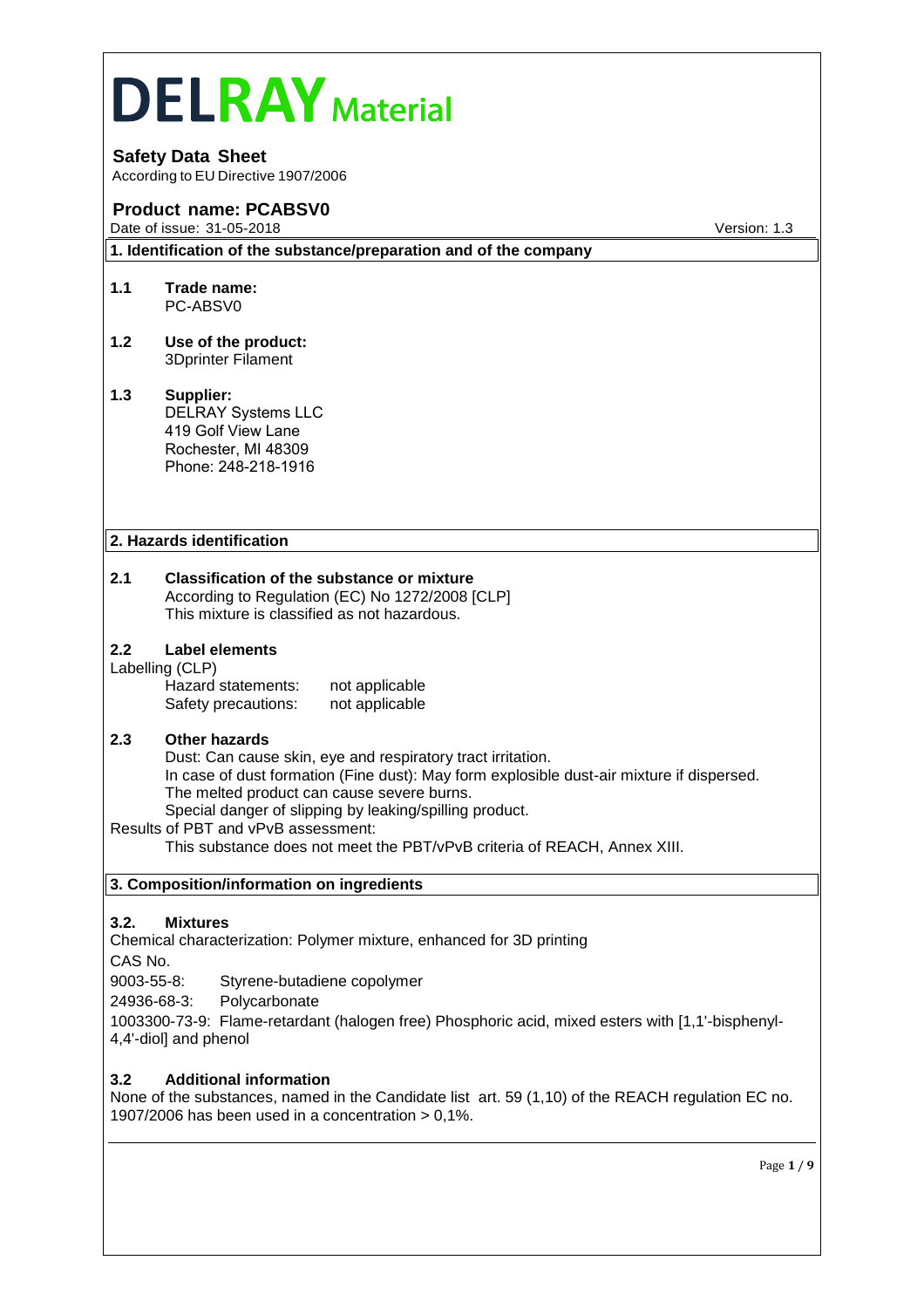# DELRAY Material

**Safety Data Sheet**
According to EU Directive 1907/2006

## Product name: PCABSV0

Date of issue: 31-05-2018 Version: 1.3

## 1. Identification of the substance/preparation and of the company

**1.1 Trade name:**
PC-ABSV0

**1.2 Use of the product:**
3Dprinter Filament

**1.3 Supplier:**
DELRAY Systems LLC
419 Golf View Lane
Rochester, MI 48309
Phone: 248-218-1916

## 2. Hazards identification

**2.1 Classification of the substance or mixture**
According to Regulation (EC) No 1272/2008 [CLP]
This mixture is classified as not hazardous.

**2.2 Label elements**
Labelling (CLP)

Hazard statements: not applicable
Safety precautions: not applicable

**2.3 Other hazards**
Dust: Can cause skin, eye and respiratory tract irritation.
In case of dust formation (Fine dust): May form explosible dust-air mixture if dispersed.
The melted product can cause severe burns.
Special danger of slipping by leaking/spilling product.

Results of PBT and vPvB assessment:
This substance does not meet the PBT/vPvB criteria of REACH, Annex XIII.

## 3. Composition/information on ingredients

**3.2. Mixtures**
Chemical characterization: Polymer mixture, enhanced for 3D printing
CAS No.
9003-55-8: Styrene-butadiene copolymer
24936-68-3: Polycarbonate
1003300-73-9: Flame-retardant (halogen free) Phosphoric acid, mixed esters with [1,1'-bisphenyl-4,4'-diol] and phenol

**3.2 Additional information**
None of the substances, named in the Candidate list art. 59 (1,10) of the REACH regulation EC no. 1907/2006 has been used in a concentration > 0,1%.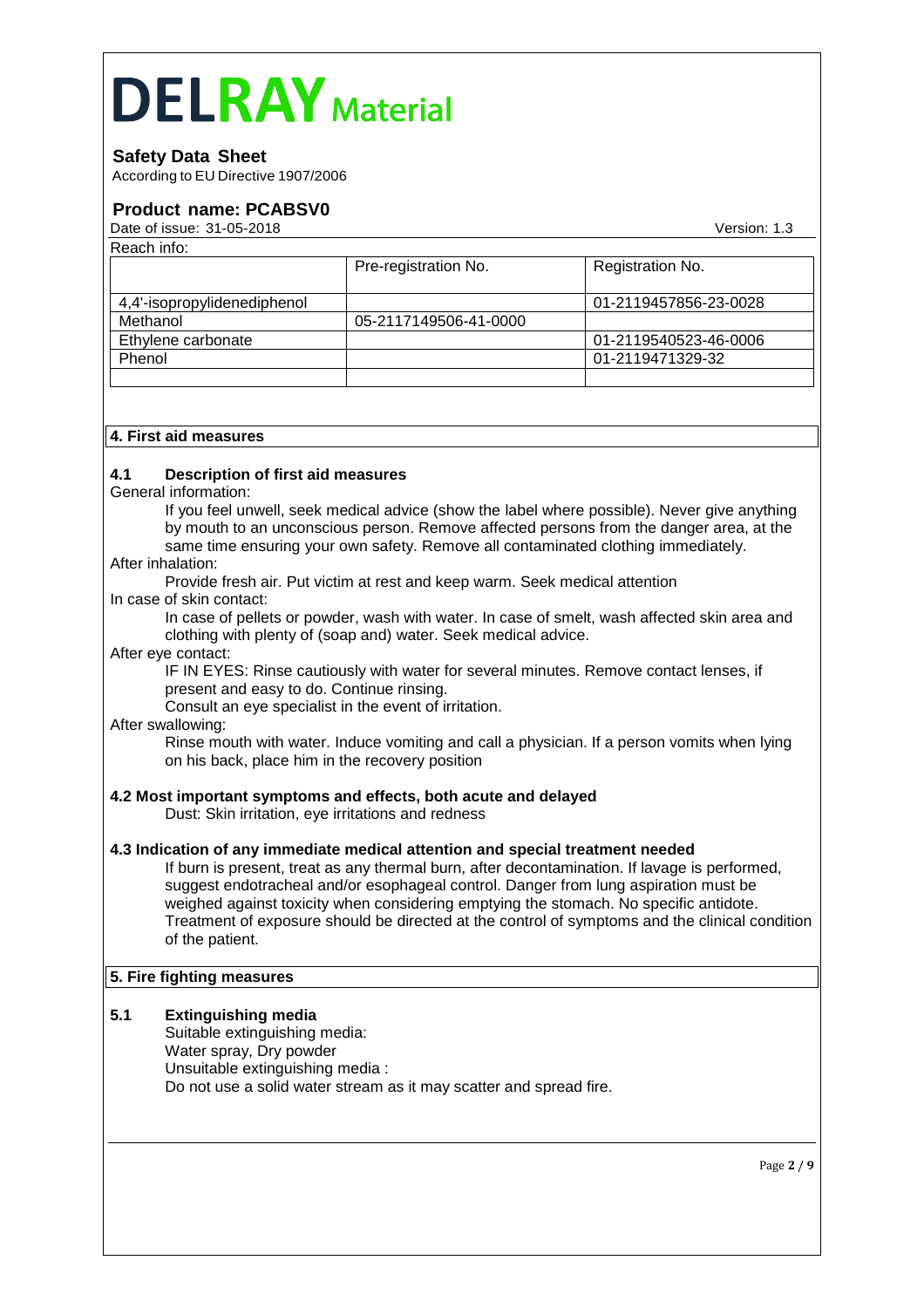# DELRAY Material

**Safety Data Sheet**
According to EU Directive 1907/2006

**Product name: PCABSV0**
Date of issue: 31-05-2018 Version: 1.3

Reach info:

| | Pre-registration No. | Registration No. |
|---|---|---|
| 4,4'-isopropylidenediphenol | | 01-2119457856-23-0028 |
| Methanol | 05-2117149506-41-0000 | |
| Ethylene carbonate | | 01-2119540523-46-0006 |
| Phenol | | 01-2119471329-32 |
| | | |

## 4. First aid measures

### 4.1 Description of first aid measures

General information:

If you feel unwell, seek medical advice (show the label where possible). Never give anything by mouth to an unconscious person. Remove affected persons from the danger area, at the same time ensuring your own safety. Remove all contaminated clothing immediately.

After inhalation:

Provide fresh air. Put victim at rest and keep warm. Seek medical attention

In case of skin contact:

In case of pellets or powder, wash with water. In case of smelt, wash affected skin area and clothing with plenty of (soap and) water. Seek medical advice.

After eye contact:

IF IN EYES: Rinse cautiously with water for several minutes. Remove contact lenses, if present and easy to do. Continue rinsing.
Consult an eye specialist in the event of irritation.

After swallowing:

Rinse mouth with water. Induce vomiting and call a physician. If a person vomits when lying on his back, place him in the recovery position

### 4.2 Most important symptoms and effects, both acute and delayed

Dust: Skin irritation, eye irritations and redness

### 4.3 Indication of any immediate medical attention and special treatment needed

If burn is present, treat as any thermal burn, after decontamination. If lavage is performed, suggest endotracheal and/or esophageal control. Danger from lung aspiration must be weighed against toxicity when considering emptying the stomach. No specific antidote. Treatment of exposure should be directed at the control of symptoms and the clinical condition of the patient.

## 5. Fire fighting measures

### 5.1 Extinguishing media

Suitable extinguishing media:
Water spray, Dry powder
Unsuitable extinguishing media :
Do not use a solid water stream as it may scatter and spread fire.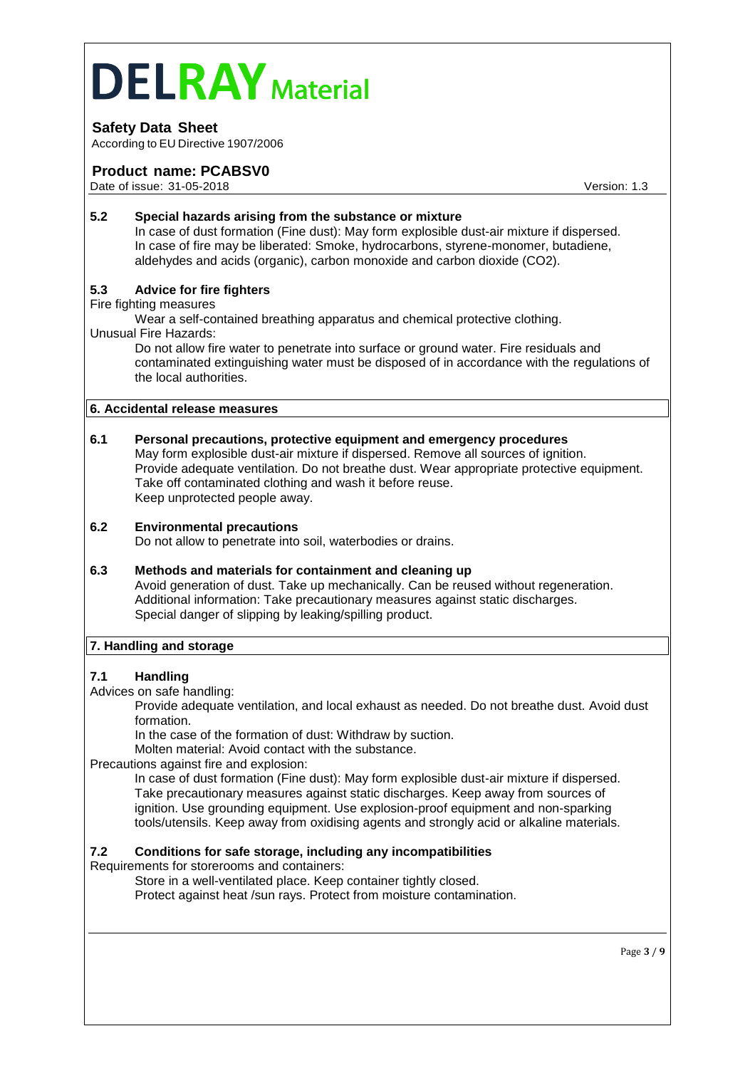#### 5.2 Special hazards arising from the substance or mixture

In case of dust formation (Fine dust): May form explosible dust-air mixture if dispersed.
In case of fire may be liberated: Smoke, hydrocarbons, styrene-monomer, butadiene, aldehydes and acids (organic), carbon monoxide and carbon dioxide ($CO_2$).

#### 5.3 Advice for fire fighters

Fire fighting measures

Wear a self-contained breathing apparatus and chemical protective clothing.

Unusual Fire Hazards:

Do not allow fire water to penetrate into surface or ground water. Fire residuals and contaminated extinguishing water must be disposed of in accordance with the regulations of the local authorities.

## 6. Accidental release measures

#### 6.1 Personal precautions, protective equipment and emergency procedures

May form explosible dust-air mixture if dispersed. Remove all sources of ignition.
Provide adequate ventilation. Do not breathe dust. Wear appropriate protective equipment.
Take off contaminated clothing and wash it before reuse.
Keep unprotected people away.

#### 6.2 Environmental precautions

Do not allow to penetrate into soil, waterbodies or drains.

#### 6.3 Methods and materials for containment and cleaning up

Avoid generation of dust. Take up mechanically. Can be reused without regeneration.
Additional information: Take precautionary measures against static discharges.
Special danger of slipping by leaking/spilling product.

## 7. Handling and storage

#### 7.1 Handling

Advices on safe handling:

Provide adequate ventilation, and local exhaust as needed. Do not breathe dust. Avoid dust formation.
In the case of the formation of dust: Withdraw by suction.
Molten material: Avoid contact with the substance.

Precautions against fire and explosion:

In case of dust formation (Fine dust): May form explosible dust-air mixture if dispersed.
Take precautionary measures against static discharges. Keep away from sources of ignition. Use grounding equipment. Use explosion-proof equipment and non-sparking tools/utensils. Keep away from oxidising agents and strongly acid or alkaline materials.

#### 7.2 Conditions for safe storage, including any incompatibilities

Requirements for storerooms and containers:

Store in a well-ventilated place. Keep container tightly closed.
Protect against heat /sun rays. Protect from moisture contamination.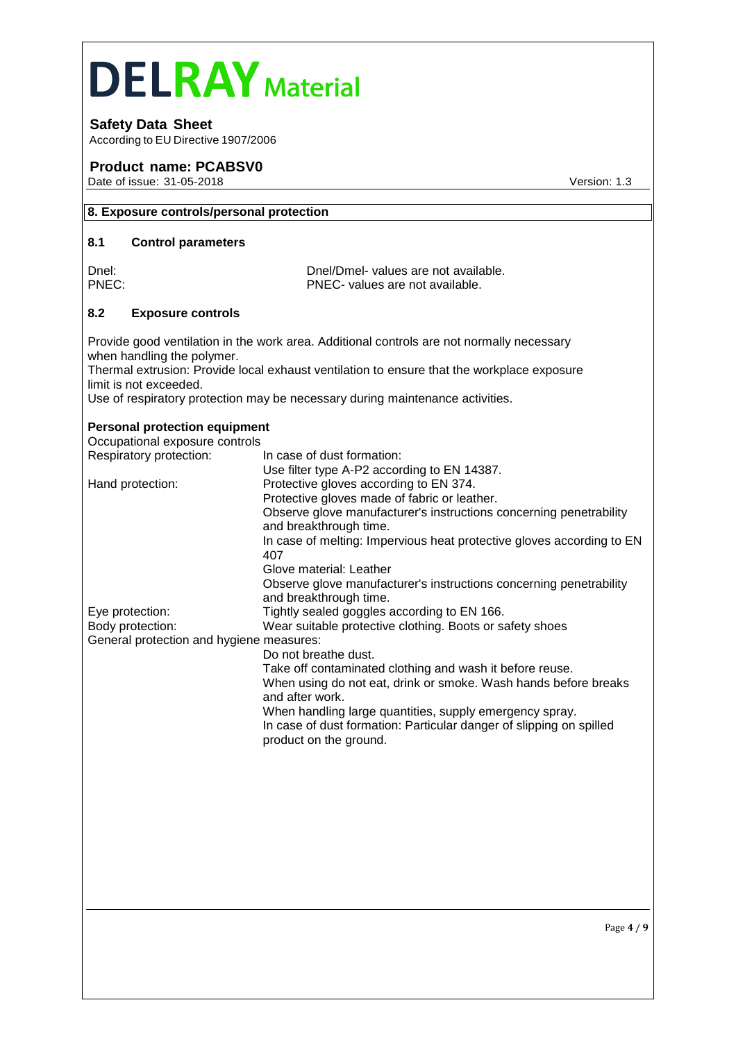## 8. Exposure controls/personal protection

### 8.1 Control parameters

| | |
|---|---|
| Dnel: | Dnel/Dmel- values are not available. |
| PNEC: | PNEC- values are not available. |

### 8.2 Exposure controls

Provide good ventilation in the work area. Additional controls are not normally necessary when handling the polymer.
Thermal extrusion: Provide local exhaust ventilation to ensure that the workplace exposure limit is not exceeded.
Use of respiratory protection may be necessary during maintenance activities.

**Personal protection equipment**

Occupational exposure controls

| | |
|---|---|
| Respiratory protection: | In case of dust formation:<br>Use filter type A-P2 according to EN 14387. |
| Hand protection: | Protective gloves according to EN 374.<br>Protective gloves made of fabric or leather.<br>Observe glove manufacturer's instructions concerning penetrability and breakthrough time.<br>In case of melting: Impervious heat protective gloves according to EN 407<br>Glove material: Leather<br>Observe glove manufacturer's instructions concerning penetrability and breakthrough time. |
| Eye protection: | Tightly sealed goggles according to EN 166. |
| Body protection: | Wear suitable protective clothing. Boots or safety shoes |

General protection and hygiene measures:

Do not breathe dust.
Take off contaminated clothing and wash it before reuse.
When using do not eat, drink or smoke. Wash hands before breaks and after work.
When handling large quantities, supply emergency spray.
In case of dust formation: Particular danger of slipping on spilled product on the ground.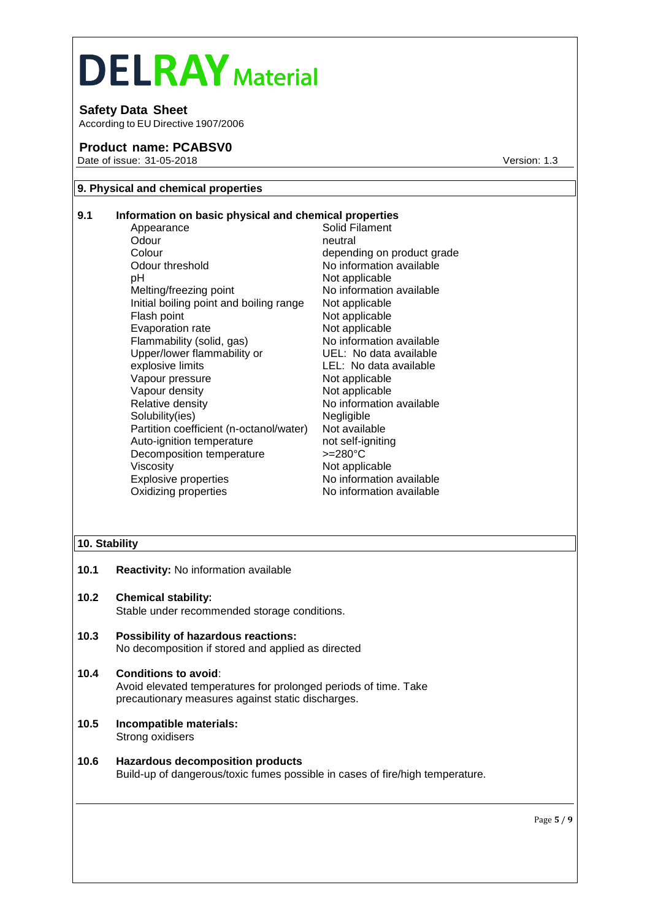## 9. Physical and chemical properties

**9.1 Information on basic physical and chemical properties**

| Property | Value |
|---|---|
| Appearance | Solid Filament |
| Odour | neutral |
| Colour | depending on product grade |
| Odour threshold | No information available |
| pH | Not applicable |
| Melting/freezing point | No information available |
| Initial boiling point and boiling range | Not applicable |
| Flash point | Not applicable |
| Evaporation rate | Not applicable |
| Flammability (solid, gas) | No information available |
| Upper/lower flammability or explosive limits | UEL: No data available<br>LEL: No data available |
| Vapour pressure | Not applicable |
| Vapour density | Not applicable |
| Relative density | No information available |
| Solubility(ies) | Negligible |
| Partition coefficient (n-octanol/water) | Not available |
| Auto-ignition temperature | not self-igniting |
| Decomposition temperature | >=280°C |
| Viscosity | Not applicable |
| Explosive properties | No information available |
| Oxidizing properties | No information available |

## 10. Stability

**10.1 Reactivity:** No information available

**10.2 Chemical stability:**
Stable under recommended storage conditions.

**10.3 Possibility of hazardous reactions:**
No decomposition if stored and applied as directed

**10.4 Conditions to avoid**:
Avoid elevated temperatures for prolonged periods of time. Take precautionary measures against static discharges.

**10.5 Incompatible materials:**
Strong oxidisers

**10.6 Hazardous decomposition products**
Build-up of dangerous/toxic fumes possible in cases of fire/high temperature.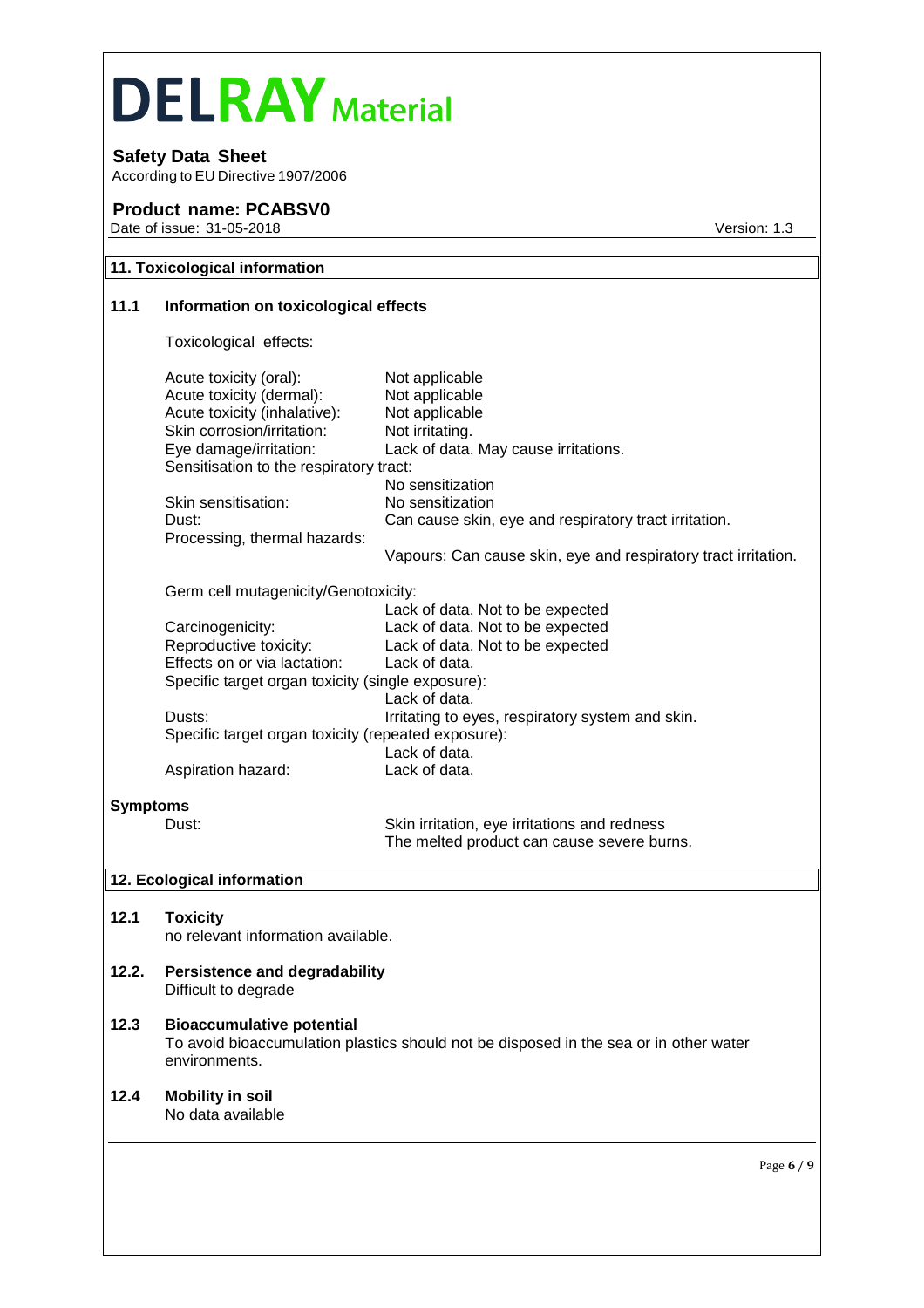## 11. Toxicological information

### 11.1 Information on toxicological effects

Toxicological effects:

| | |
|---|---|
| Acute toxicity (oral): | Not applicable |
| Acute toxicity (dermal): | Not applicable |
| Acute toxicity (inhalative): | Not applicable |
| Skin corrosion/irritation: | Not irritating. |
| Eye damage/irritation: | Lack of data. May cause irritations. |
| Sensitisation to the respiratory tract: | No sensitization |
| Skin sensitisation: | No sensitization |
| Dust: | Can cause skin, eye and respiratory tract irritation. |
| Processing, thermal hazards: | Vapours: Can cause skin, eye and respiratory tract irritation. |

| | |
|---|---|
| Germ cell mutagenicity/Genotoxicity: | Lack of data. Not to be expected |
| Carcinogenicity: | Lack of data. Not to be expected |
| Reproductive toxicity: | Lack of data. Not to be expected |
| Effects on or via lactation: | Lack of data. |
| Specific target organ toxicity (single exposure): | Lack of data. |
| Dusts: | Irritating to eyes, respiratory system and skin. |
| Specific target organ toxicity (repeated exposure): | Lack of data. |
| Aspiration hazard: | Lack of data. |

**Symptoms**

| | |
|---|---|
| Dust: | Skin irritation, eye irritations and redness<br>The melted product can cause severe burns. |

## 12. Ecological information

### 12.1 Toxicity

no relevant information available.

### 12.2. Persistence and degradability

Difficult to degrade

### 12.3 Bioaccumulative potential

To avoid bioaccumulation plastics should not be disposed in the sea or in other water environments.

### 12.4 Mobility in soil

No data available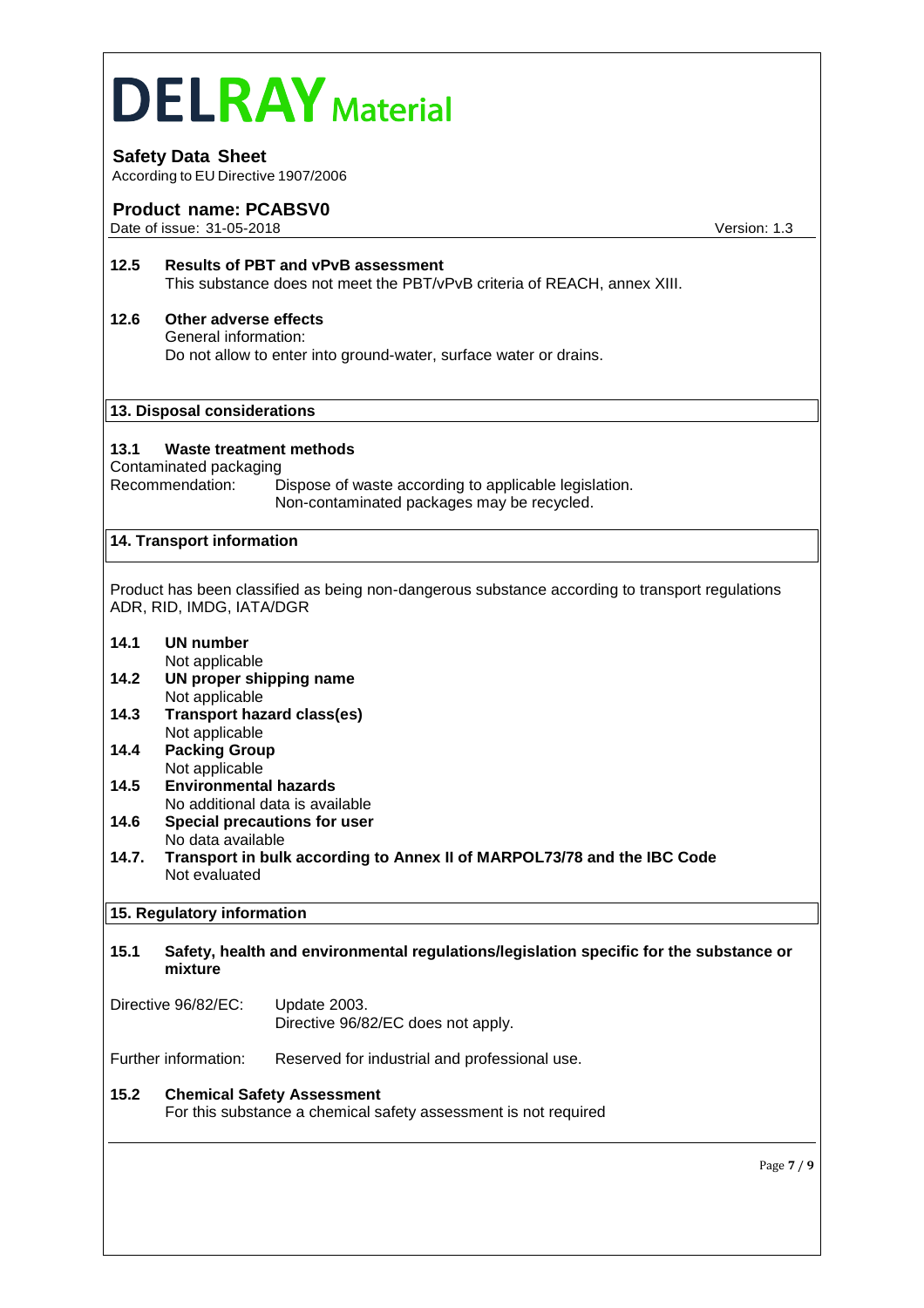**12.5 Results of PBT and vPvB assessment**
This substance does not meet the PBT/vPvB criteria of REACH, annex XIII.

**12.6 Other adverse effects**
General information:
Do not allow to enter into ground-water, surface water or drains.

## 13. Disposal considerations

**13.1 Waste treatment methods**
Contaminated packaging
Recommendation: Dispose of waste according to applicable legislation.
Non-contaminated packages may be recycled.

## 14. Transport information

Product has been classified as being non-dangerous substance according to transport regulations ADR, RID, IMDG, IATA/DGR

**14.1 UN number**
Not applicable

**14.2 UN proper shipping name**
Not applicable

**14.3 Transport hazard class(es)**
Not applicable

**14.4 Packing Group**
Not applicable

**14.5 Environmental hazards**
No additional data is available

**14.6 Special precautions for user**
No data available

**14.7. Transport in bulk according to Annex II of MARPOL73/78 and the IBC Code**
Not evaluated

## 15. Regulatory information

**15.1 Safety, health and environmental regulations/legislation specific for the substance or mixture**

Directive 96/82/EC: Update 2003.
Directive 96/82/EC does not apply.

Further information: Reserved for industrial and professional use.

**15.2 Chemical Safety Assessment**
For this substance a chemical safety assessment is not required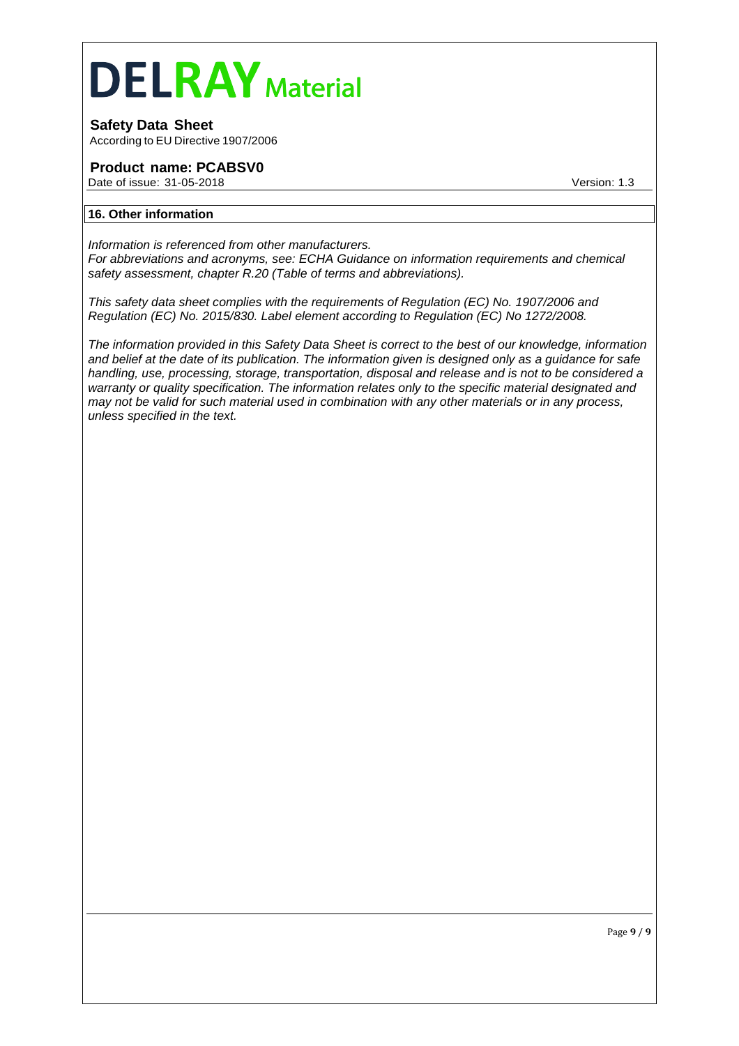# DELRAY Material

**Safety Data Sheet**
According to EU Directive 1907/2006

**Product name: PCABSV0**
Date of issue: 31-05-2018 Version: 1.3

## 16. Other information

*Information is referenced from other manufacturers.*
*For abbreviations and acronyms, see: ECHA Guidance on information requirements and chemical safety assessment, chapter R.20 (Table of terms and abbreviations).*

*This safety data sheet complies with the requirements of Regulation (EC) No. 1907/2006 and Regulation (EC) No. 2015/830. Label element according to Regulation (EC) No 1272/2008.*

*The information provided in this Safety Data Sheet is correct to the best of our knowledge, information and belief at the date of its publication. The information given is designed only as a guidance for safe handling, use, processing, storage, transportation, disposal and release and is not to be considered a warranty or quality specification. The information relates only to the specific material designated and may not be valid for such material used in combination with any other materials or in any process, unless specified in the text.*